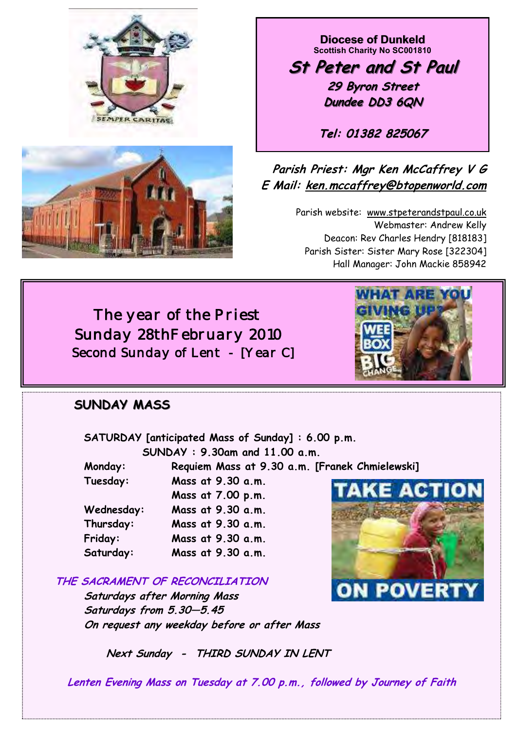**Diocese of Dunkeld**
Scottish Charity No SC001810

# St Peter and St Paul

**29 Byron Street**
**Dundee DD3 6QN**

**Tel: 01382 825067**

**Parish Priest: Mgr Ken McCaffrey V G**
**E Mail: ken.mccaffrey@btopenworld.com**

Parish website: www.stpeterandstpaul.co.uk
Webmaster: Andrew Kelly
Deacon: Rev Charles Hendry [818183]
Parish Sister: Sister Mary Rose [322304]
Hall Manager: John Mackie 858942

## The year of the Priest
## Sunday 28th February 2010
### Second Sunday of Lent - [Year C]

## SUNDAY MASS

**SATURDAY [anticipated Mass of Sunday] : 6.00 p.m.**
**SUNDAY : 9.30am and 11.00 a.m.**

| | |
|---|---|
| **Monday:** | **Requiem Mass at 9.30 a.m. [Franek Chmielewski]** |
| **Tuesday:** | **Mass at 9.30 a.m.** |
| | **Mass at 7.00 p.m.** |
| **Wednesday:** | **Mass at 9.30 a.m.** |
| **Thursday:** | **Mass at 9.30 a.m.** |
| **Friday:** | **Mass at 9.30 a.m.** |
| **Saturday:** | **Mass at 9.30 a.m.** |

***THE SACRAMENT OF RECONCILIATION***

*Saturdays after Morning Mass*
*Saturdays from 5.30—5.45*
*On request any weekday before or after Mass*

***Next Sunday - THIRD SUNDAY IN LENT***

***Lenten Evening Mass on Tuesday at 7.00 p.m., followed by Journey of Faith***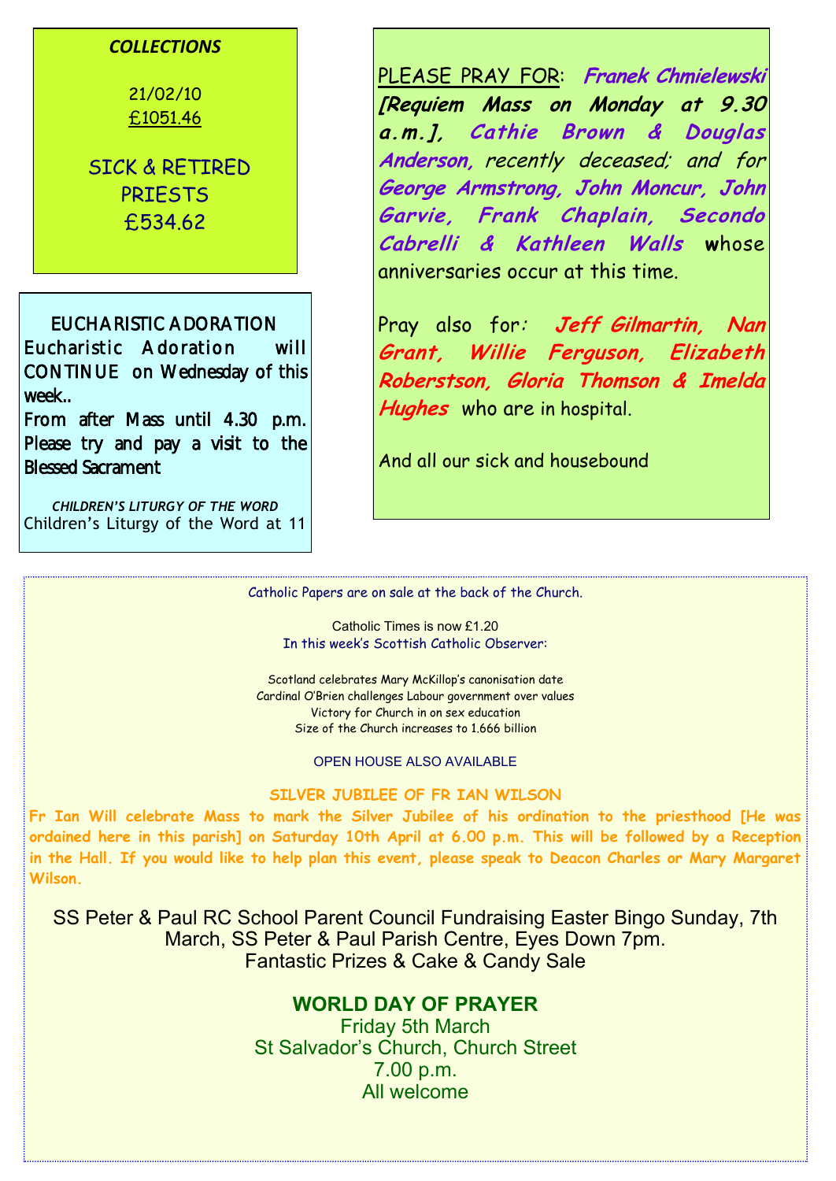### *COLLECTIONS*

21/02/10
£1051.46

SICK & RETIRED PRIESTS
£534.62

### EUCHARISTIC ADORATION

Eucharistic Adoration will CONTINUE on Wednesday of this week..
From after Mass until 4.30 p.m. Please try and pay a visit to the Blessed Sacrament

***CHILDREN'S LITURGY OF THE WORD***

Children's Liturgy of the Word at 11

PLEASE PRAY FOR: ***Franek Chmielewski [Requiem Mass on Monday at 9.30 a.m.], Cathie Brown & Douglas Anderson,*** *recently deceased; and for* ***George Armstrong, John Moncur, John Garvie, Frank Chaplain, Secondo Cabrelli & Kathleen Walls*** whose anniversaries occur at this time.

Pray also for*:* ***Jeff Gilmartin, Nan Grant, Willie Ferguson, Elizabeth Roberstson, Gloria Thomson & Imelda Hughes*** who are in hospital.

And all our sick and housebound

Catholic Papers are on sale at the back of the Church.

Catholic Times is now £1.20

In this week's Scottish Catholic Observer:

Scotland celebrates Mary McKillop's canonisation date
Cardinal O'Brien challenges Labour government over values
Victory for Church in on sex education
Size of the Church increases to 1.666 billion

OPEN HOUSE ALSO AVAILABLE

**SILVER JUBILEE OF FR IAN WILSON**

**Fr Ian Will celebrate Mass to mark the Silver Jubilee of his ordination to the priesthood [He was ordained here in this parish] on Saturday 10th April at 6.00 p.m. This will be followed by a Reception in the Hall. If you would like to help plan this event, please speak to Deacon Charles or Mary Margaret Wilson.**

SS Peter & Paul RC School Parent Council Fundraising Easter Bingo Sunday, 7th March, SS Peter & Paul Parish Centre, Eyes Down 7pm.
Fantastic Prizes & Cake & Candy Sale

## WORLD DAY OF PRAYER

Friday 5th March
St Salvador's Church, Church Street
7.00 p.m.
All welcome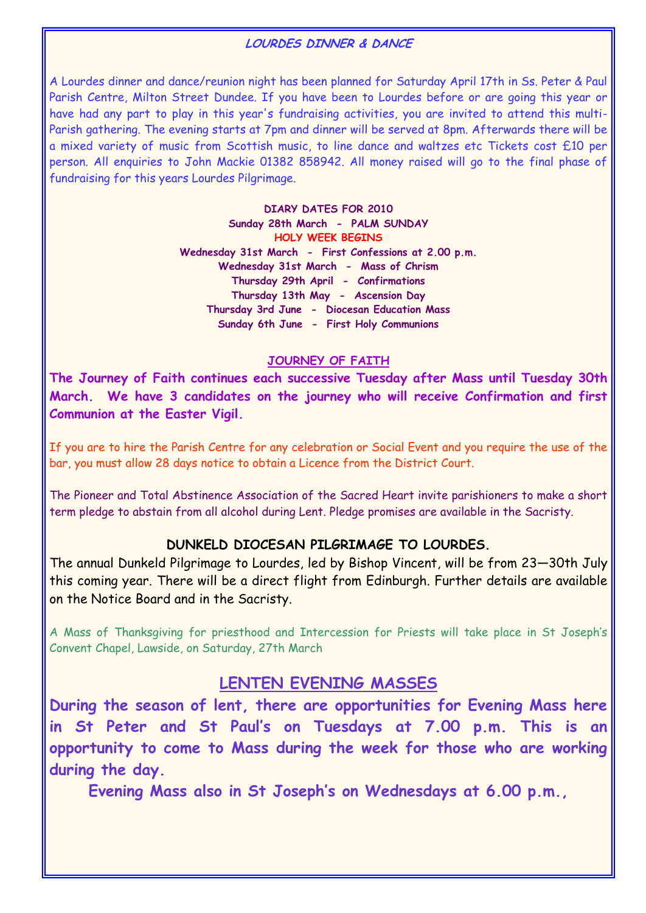### LOURDES DINNER & DANCE

A Lourdes dinner and dance/reunion night has been planned for Saturday April 17th in Ss. Peter & Paul Parish Centre, Milton Street Dundee. If you have been to Lourdes before or are going this year or have had any part to play in this year's fundraising activities, you are invited to attend this multi-Parish gathering. The evening starts at 7pm and dinner will be served at 8pm. Afterwards there will be a mixed variety of music from Scottish music, to line dance and waltzes etc Tickets cost £10 per person. All enquiries to John Mackie 01382 858942. All money raised will go to the final phase of fundraising for this years Lourdes Pilgrimage.

**DIARY DATES FOR 2010**

**Sunday 28th March - PALM SUNDAY**

**HOLY WEEK BEGINS**

**Wednesday 31st March - First Confessions at 2.00 p.m.**

**Wednesday 31st March - Mass of Chrism**

**Thursday 29th April - Confirmations**

**Thursday 13th May - Ascension Day**

**Thursday 3rd June - Diocesan Education Mass**

**Sunday 6th June - First Holy Communions**

### JOURNEY OF FAITH

**The Journey of Faith continues each successive Tuesday after Mass until Tuesday 30th March. We have 3 candidates on the journey who will receive Confirmation and first Communion at the Easter Vigil.**

If you are to hire the Parish Centre for any celebration or Social Event and you require the use of the bar, you must allow 28 days notice to obtain a Licence from the District Court.

The Pioneer and Total Abstinence Association of the Sacred Heart invite parishioners to make a short term pledge to abstain from all alcohol during Lent. Pledge promises are available in the Sacristy.

### DUNKELD DIOCESAN PILGRIMAGE TO LOURDES.

The annual Dunkeld Pilgrimage to Lourdes, led by Bishop Vincent, will be from 23—30th July this coming year. There will be a direct flight from Edinburgh. Further details are available on the Notice Board and in the Sacristy.

A Mass of Thanksgiving for priesthood and Intercession for Priests will take place in St Joseph's Convent Chapel, Lawside, on Saturday, 27th March

## LENTEN EVENING MASSES

**During the season of lent, there are opportunities for Evening Mass here in St Peter and St Paul's on Tuesdays at 7.00 p.m. This is an opportunity to come to Mass during the week for those who are working during the day.**

**Evening Mass also in St Joseph's on Wednesdays at 6.00 p.m.,**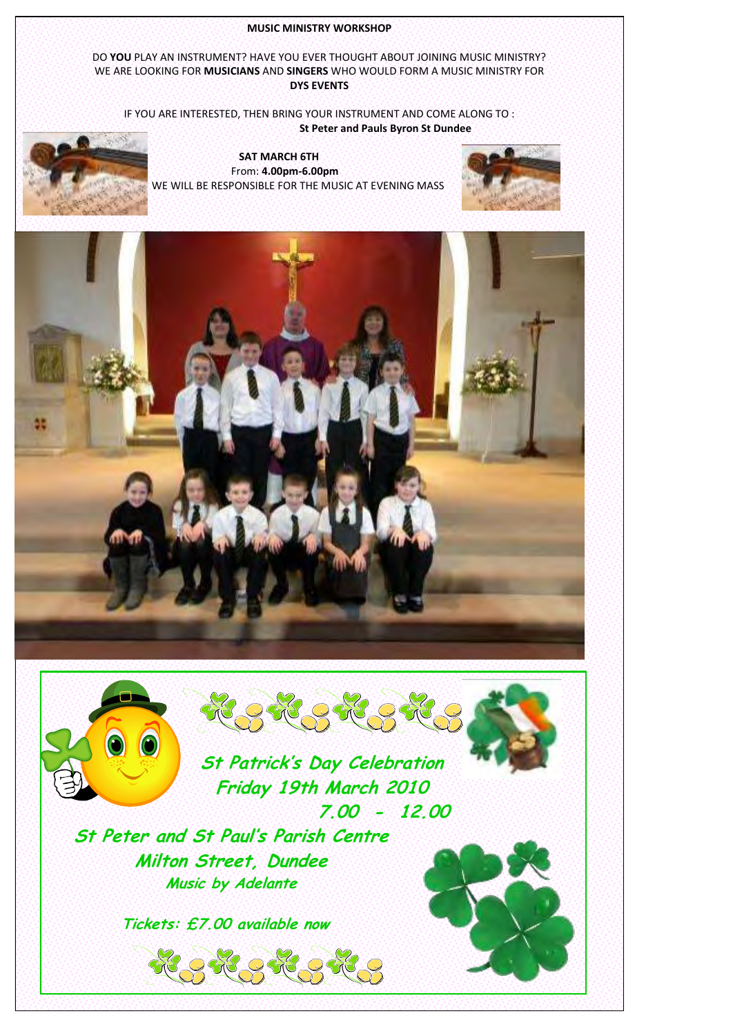## MUSIC MINISTRY WORKSHOP

DO **YOU** PLAY AN INSTRUMENT? HAVE YOU EVER THOUGHT ABOUT JOINING MUSIC MINISTRY? WE ARE LOOKING FOR **MUSICIANS** AND **SINGERS** WHO WOULD FORM A MUSIC MINISTRY FOR **DYS EVENTS**

IF YOU ARE INTERESTED, THEN BRING YOUR INSTRUMENT AND COME ALONG TO :
**St Peter and Pauls Byron St Dundee**

**SAT MARCH 6TH**
From: **4.00pm-6.00pm**
WE WILL BE RESPONSIBLE FOR THE MUSIC AT EVENING MASS

***St Patrick's Day Celebration***
***Friday 19th March 2010***
***7.00 - 12.00***

***St Peter and St Paul's Parish Centre***
***Milton Street, Dundee***
***Music by Adelante***

***Tickets: £7.00 available now***